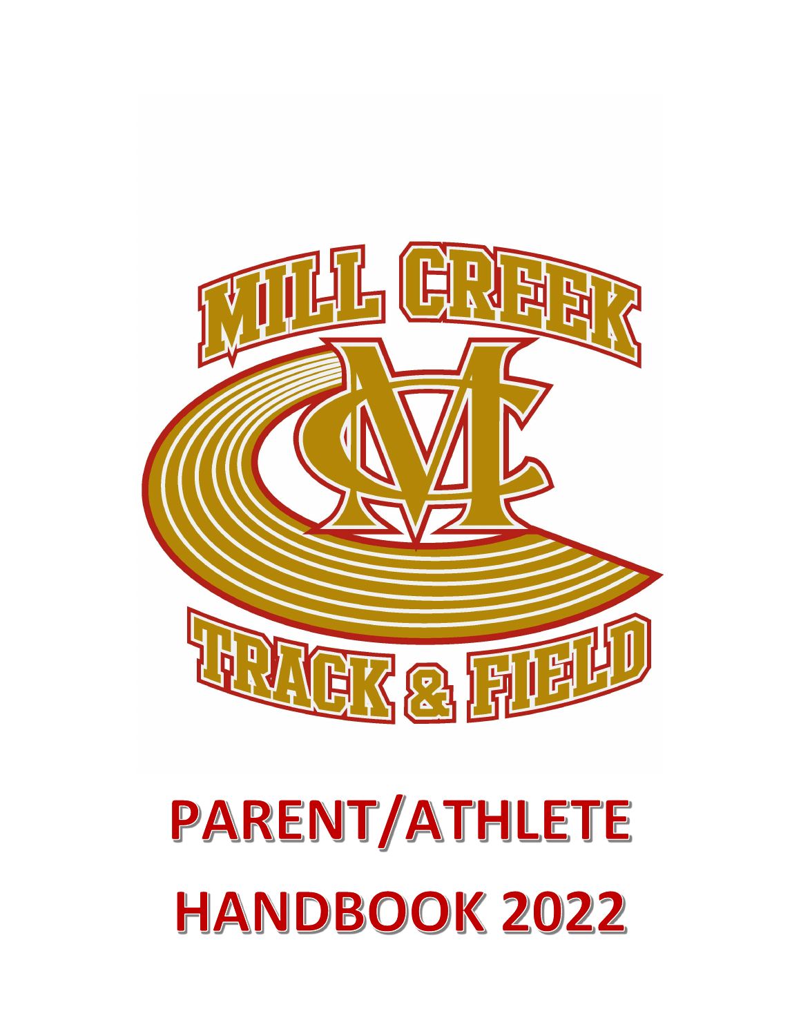MILL CREEK

TRACK & FIELD

# PARENT/ATHLETE HANDBOOK 2022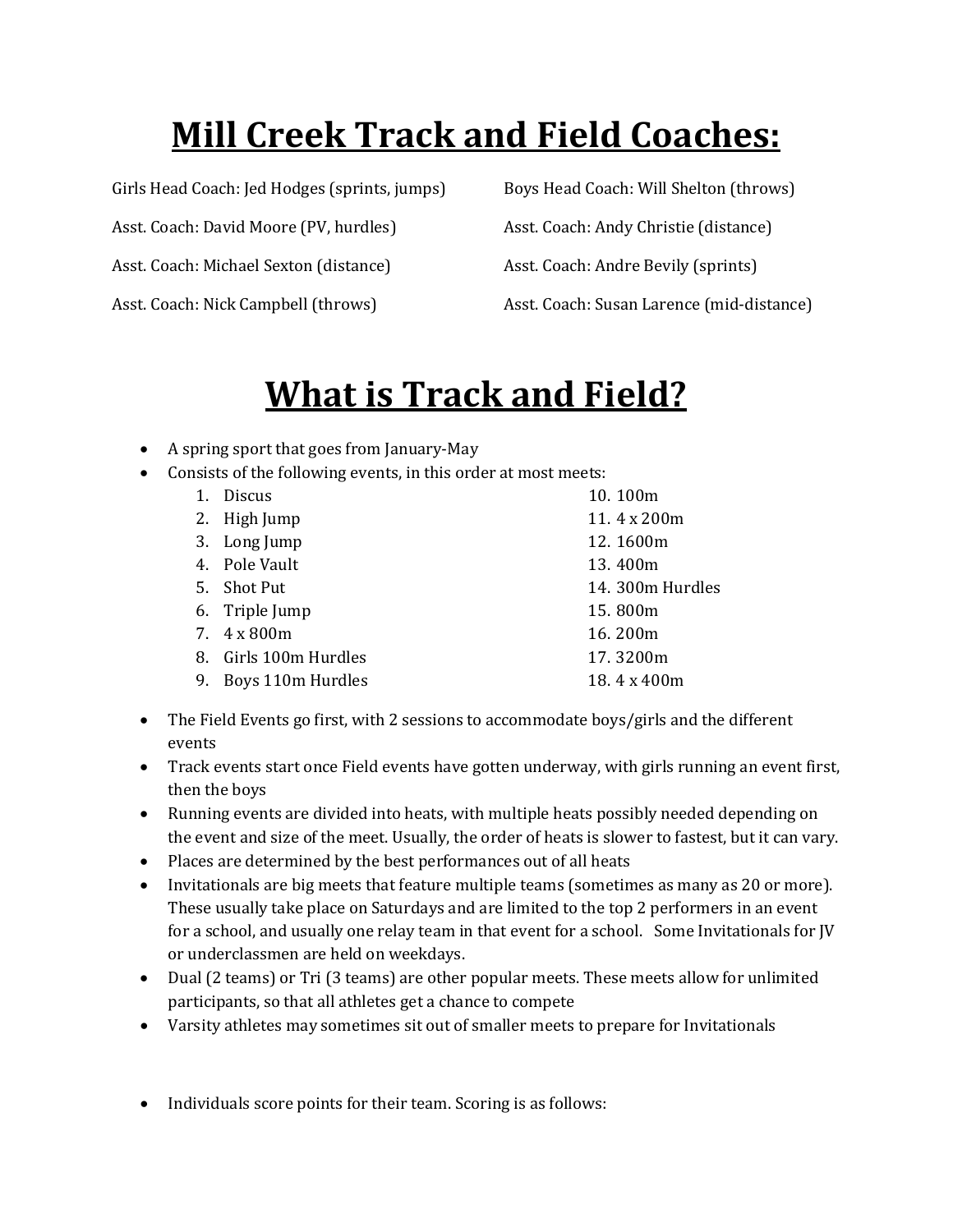# Mill Creek Track and Field Coaches:

Girls Head Coach: Jed Hodges (sprints, jumps)

Asst. Coach: David Moore (PV, hurdles)

Asst. Coach: Michael Sexton (distance)

Asst. Coach: Nick Campbell (throws)

Boys Head Coach: Will Shelton (throws)

Asst. Coach: Andy Christie (distance)

Asst. Coach: Andre Bevily (sprints)

Asst. Coach: Susan Larence (mid-distance)

# What is Track and Field?

- A spring sport that goes from January-May
- Consists of the following events, in this order at most meets:
    1. Discus
    2. High Jump
    3. Long Jump
    4. Pole Vault
    5. Shot Put
    6. Triple Jump
    7. 4 x 800m
    8. Girls 100m Hurdles
    9. Boys 110m Hurdles
    10. 100m
    11. 4 x 200m
    12. 1600m
    13. 400m
    14. 300m Hurdles
    15. 800m
    16. 200m
    17. 3200m
    18. 4 x 400m
- The Field Events go first, with 2 sessions to accommodate boys/girls and the different events
- Track events start once Field events have gotten underway, with girls running an event first, then the boys
- Running events are divided into heats, with multiple heats possibly needed depending on the event and size of the meet. Usually, the order of heats is slower to fastest, but it can vary.
- Places are determined by the best performances out of all heats
- Invitationals are big meets that feature multiple teams (sometimes as many as 20 or more). These usually take place on Saturdays and are limited to the top 2 performers in an event for a school, and usually one relay team in that event for a school. Some Invitationals for JV or underclassmen are held on weekdays.
- Dual (2 teams) or Tri (3 teams) are other popular meets. These meets allow for unlimited participants, so that all athletes get a chance to compete
- Varsity athletes may sometimes sit out of smaller meets to prepare for Invitationals

- Individuals score points for their team. Scoring is as follows: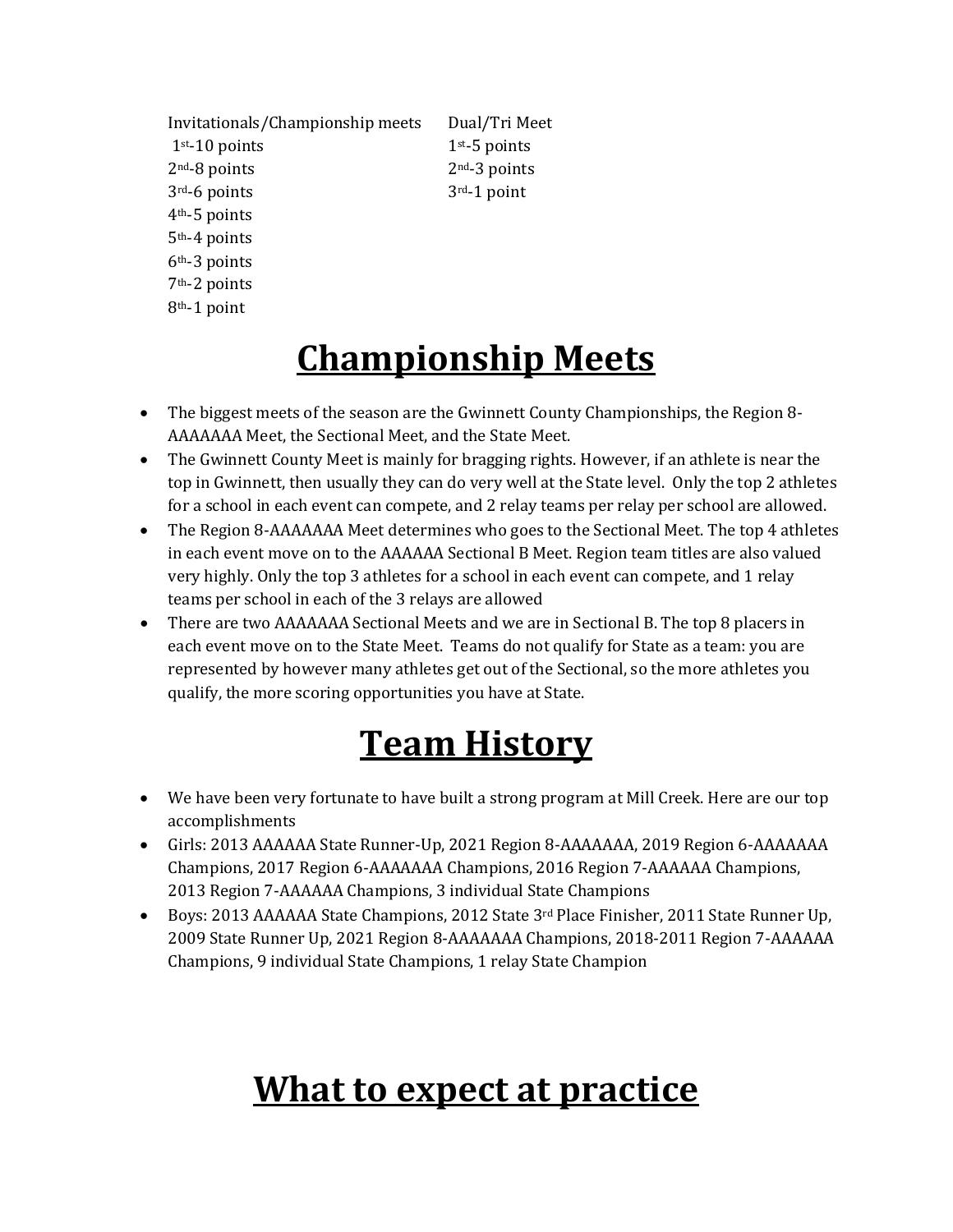| Invitationals/Championship meets | Dual/Tri Meet |
| --- | --- |
| 1st-10 points | 1st-5 points |
| 2nd-8 points | 2nd-3 points |
| 3rd-6 points | 3rd-1 point |
| 4th-5 points | |
| 5th-4 points | |
| 6th-3 points | |
| 7th-2 points | |
| 8th-1 point | |

# Championship Meets

- The biggest meets of the season are the Gwinnett County Championships, the Region 8-AAAAAAA Meet, the Sectional Meet, and the State Meet.
- The Gwinnett County Meet is mainly for bragging rights. However, if an athlete is near the top in Gwinnett, then usually they can do very well at the State level. Only the top 2 athletes for a school in each event can compete, and 2 relay teams per relay per school are allowed.
- The Region 8-AAAAAAA Meet determines who goes to the Sectional Meet. The top 4 athletes in each event move on to the AAAAAA Sectional B Meet. Region team titles are also valued very highly. Only the top 3 athletes for a school in each event can compete, and 1 relay teams per school in each of the 3 relays are allowed
- There are two AAAAAAA Sectional Meets and we are in Sectional B. The top 8 placers in each event move on to the State Meet. Teams do not qualify for State as a team: you are represented by however many athletes get out of the Sectional, so the more athletes you qualify, the more scoring opportunities you have at State.

# Team History

- We have been very fortunate to have built a strong program at Mill Creek. Here are our top accomplishments
- Girls: 2013 AAAAAA State Runner-Up, 2021 Region 8-AAAAAAA, 2019 Region 6-AAAAAAA Champions, 2017 Region 6-AAAAAAA Champions, 2016 Region 7-AAAAAA Champions, 2013 Region 7-AAAAAA Champions, 3 individual State Champions
- Boys: 2013 AAAAAA State Champions, 2012 State 3rd Place Finisher, 2011 State Runner Up, 2009 State Runner Up, 2021 Region 8-AAAAAAA Champions, 2018-2011 Region 7-AAAAAA Champions, 9 individual State Champions, 1 relay State Champion

# What to expect at practice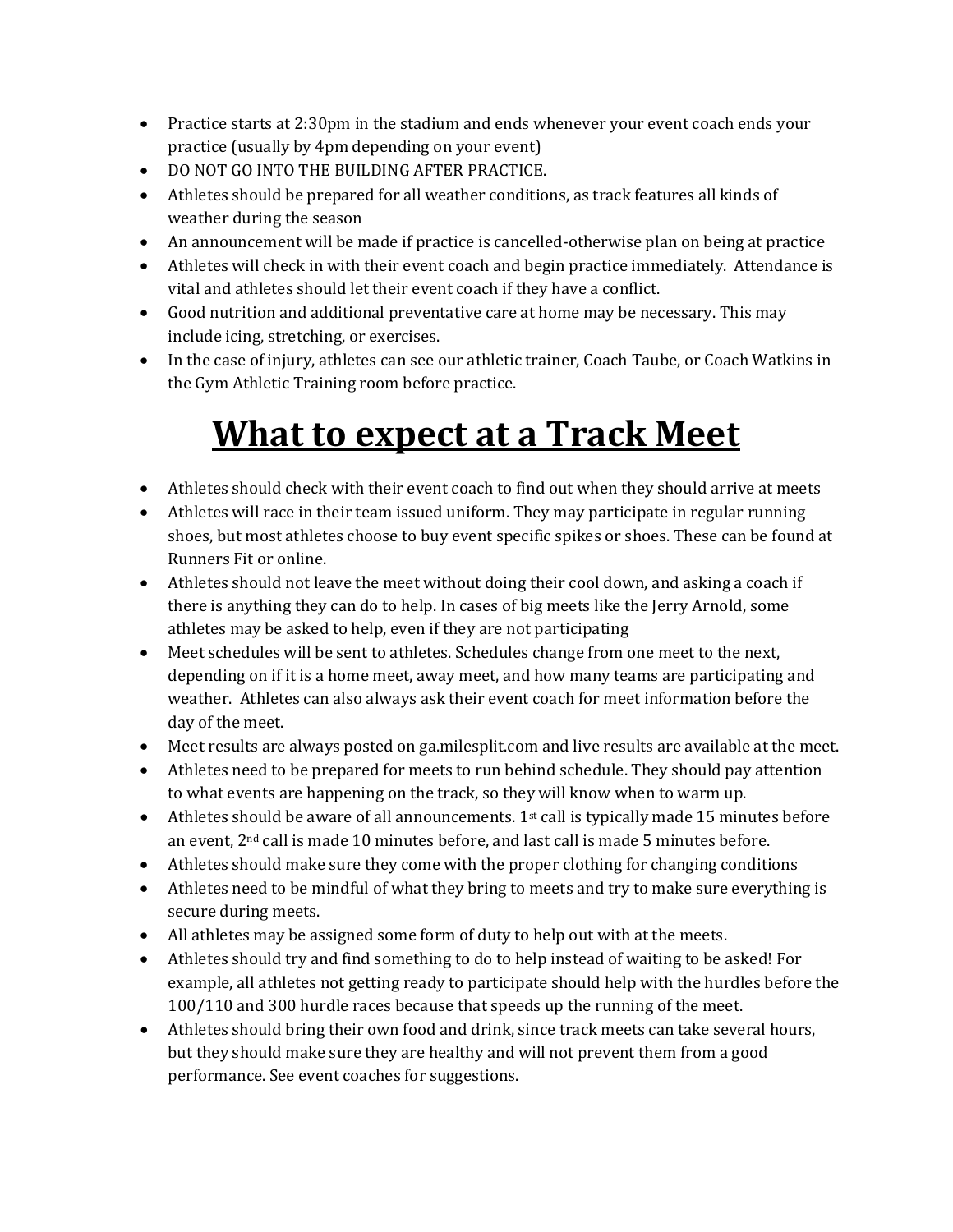- Practice starts at 2:30pm in the stadium and ends whenever your event coach ends your practice (usually by 4pm depending on your event)
- DO NOT GO INTO THE BUILDING AFTER PRACTICE.
- Athletes should be prepared for all weather conditions, as track features all kinds of weather during the season
- An announcement will be made if practice is cancelled-otherwise plan on being at practice
- Athletes will check in with their event coach and begin practice immediately. Attendance is vital and athletes should let their event coach if they have a conflict.
- Good nutrition and additional preventative care at home may be necessary. This may include icing, stretching, or exercises.
- In the case of injury, athletes can see our athletic trainer, Coach Taube, or Coach Watkins in the Gym Athletic Training room before practice.

# What to expect at a Track Meet

- Athletes should check with their event coach to find out when they should arrive at meets
- Athletes will race in their team issued uniform. They may participate in regular running shoes, but most athletes choose to buy event specific spikes or shoes. These can be found at Runners Fit or online.
- Athletes should not leave the meet without doing their cool down, and asking a coach if there is anything they can do to help. In cases of big meets like the Jerry Arnold, some athletes may be asked to help, even if they are not participating
- Meet schedules will be sent to athletes. Schedules change from one meet to the next, depending on if it is a home meet, away meet, and how many teams are participating and weather. Athletes can also always ask their event coach for meet information before the day of the meet.
- Meet results are always posted on ga.milesplit.com and live results are available at the meet.
- Athletes need to be prepared for meets to run behind schedule. They should pay attention to what events are happening on the track, so they will know when to warm up.
- Athletes should be aware of all announcements. 1st call is typically made 15 minutes before an event, 2nd call is made 10 minutes before, and last call is made 5 minutes before.
- Athletes should make sure they come with the proper clothing for changing conditions
- Athletes need to be mindful of what they bring to meets and try to make sure everything is secure during meets.
- All athletes may be assigned some form of duty to help out with at the meets.
- Athletes should try and find something to do to help instead of waiting to be asked! For example, all athletes not getting ready to participate should help with the hurdles before the 100/110 and 300 hurdle races because that speeds up the running of the meet.
- Athletes should bring their own food and drink, since track meets can take several hours, but they should make sure they are healthy and will not prevent them from a good performance. See event coaches for suggestions.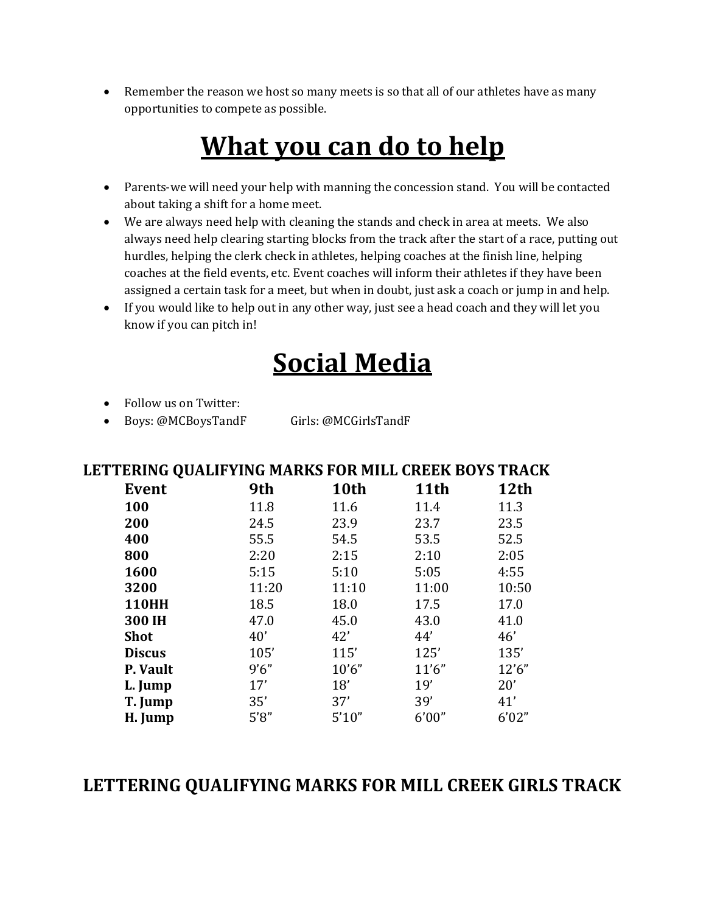- Remember the reason we host so many meets is so that all of our athletes have as many opportunities to compete as possible.

# What you can do to help

- Parents-we will need your help with manning the concession stand. You will be contacted about taking a shift for a home meet.
- We are always need help with cleaning the stands and check in area at meets. We also always need help clearing starting blocks from the track after the start of a race, putting out hurdles, helping the clerk check in athletes, helping coaches at the finish line, helping coaches at the field events, etc. Event coaches will inform their athletes if they have been assigned a certain task for a meet, but when in doubt, just ask a coach or jump in and help.
- If you would like to help out in any other way, just see a head coach and they will let you know if you can pitch in!

# Social Media

- Follow us on Twitter:
- Boys: @MCBoysTandF Girls: @MCGirlsTandF

## LETTERING QUALIFYING MARKS FOR MILL CREEK BOYS TRACK

| Event | 9th | 10th | 11th | 12th |
|---|---|---|---|---|
| **100** | 11.8 | 11.6 | 11.4 | 11.3 |
| **200** | 24.5 | 23.9 | 23.7 | 23.5 |
| **400** | 55.5 | 54.5 | 53.5 | 52.5 |
| **800** | 2:20 | 2:15 | 2:10 | 2:05 |
| **1600** | 5:15 | 5:10 | 5:05 | 4:55 |
| **3200** | 11:20 | 11:10 | 11:00 | 10:50 |
| **110HH** | 18.5 | 18.0 | 17.5 | 17.0 |
| **300 IH** | 47.0 | 45.0 | 43.0 | 41.0 |
| **Shot** | 40’ | 42’ | 44’ | 46’ |
| **Discus** | 105’ | 115’ | 125’ | 135’ |
| **P. Vault** | 9’6” | 10’6” | 11’6” | 12’6” |
| **L. Jump** | 17’ | 18’ | 19’ | 20’ |
| **T. Jump** | 35’ | 37’ | 39’ | 41’ |
| **H. Jump** | 5’8” | 5’10” | 6’00” | 6’02” |

## LETTERING QUALIFYING MARKS FOR MILL CREEK GIRLS TRACK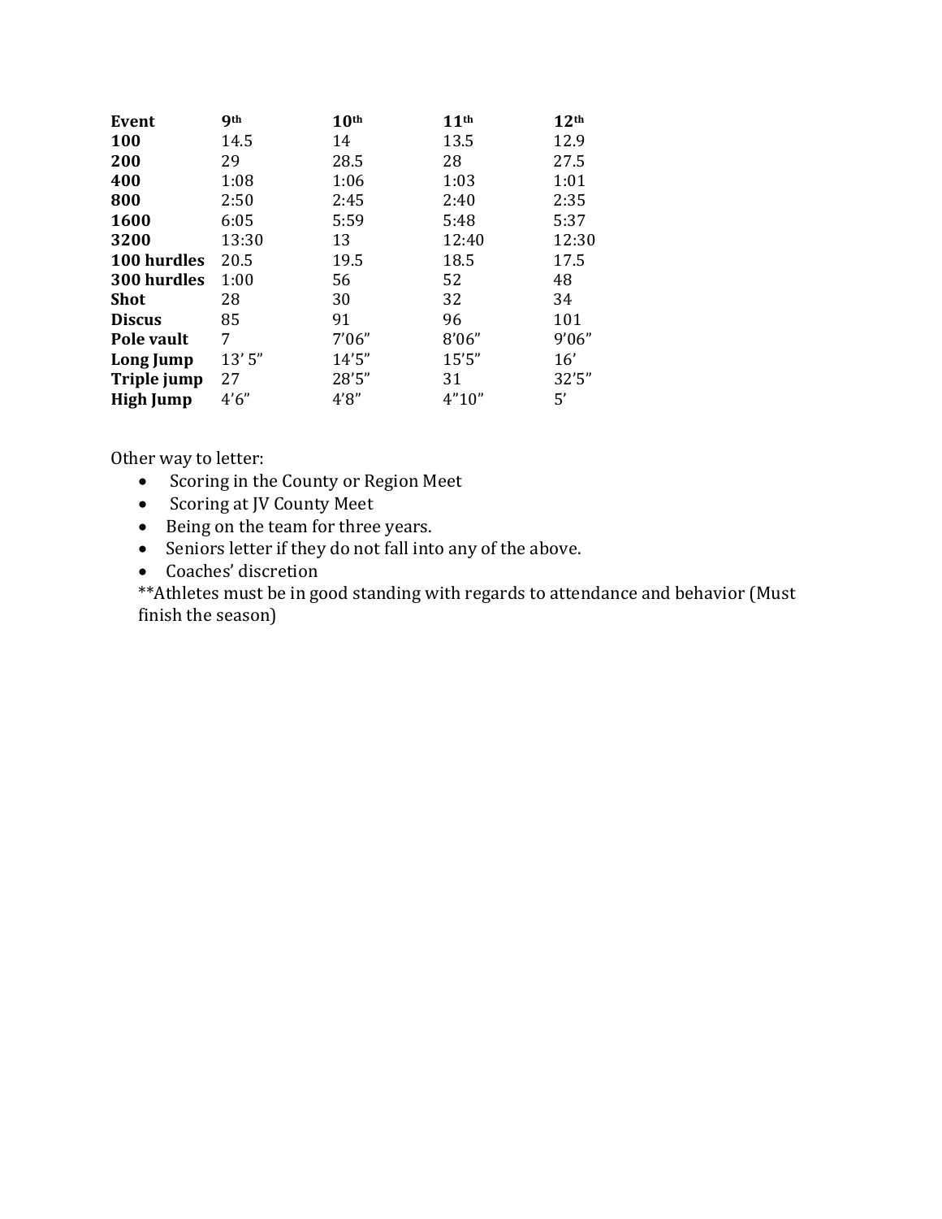| Event | 9th | 10th | 11th | 12th |
|---|---|---|---|---|
| **100** | 14.5 | 14 | 13.5 | 12.9 |
| **200** | 29 | 28.5 | 28 | 27.5 |
| **400** | 1:08 | 1:06 | 1:03 | 1:01 |
| **800** | 2:50 | 2:45 | 2:40 | 2:35 |
| **1600** | 6:05 | 5:59 | 5:48 | 5:37 |
| **3200** | 13:30 | 13 | 12:40 | 12:30 |
| **100 hurdles** | 20.5 | 19.5 | 18.5 | 17.5 |
| **300 hurdles** | 1:00 | 56 | 52 | 48 |
| **Shot** | 28 | 30 | 32 | 34 |
| **Discus** | 85 | 91 | 96 | 101 |
| **Pole vault** | 7 | 7'06" | 8'06" | 9'06" |
| **Long Jump** | 13' 5" | 14'5" | 15'5" | 16' |
| **Triple jump** | 27 | 28'5" | 31 | 32'5" |
| **High Jump** | 4'6" | 4'8" | 4"10" | 5' |

Other way to letter:

- Scoring in the County or Region Meet
- Scoring at JV County Meet
- Being on the team for three years.
- Seniors letter if they do not fall into any of the above.
- Coaches' discretion

**Athletes must be in good standing with regards to attendance and behavior (Must finish the season)